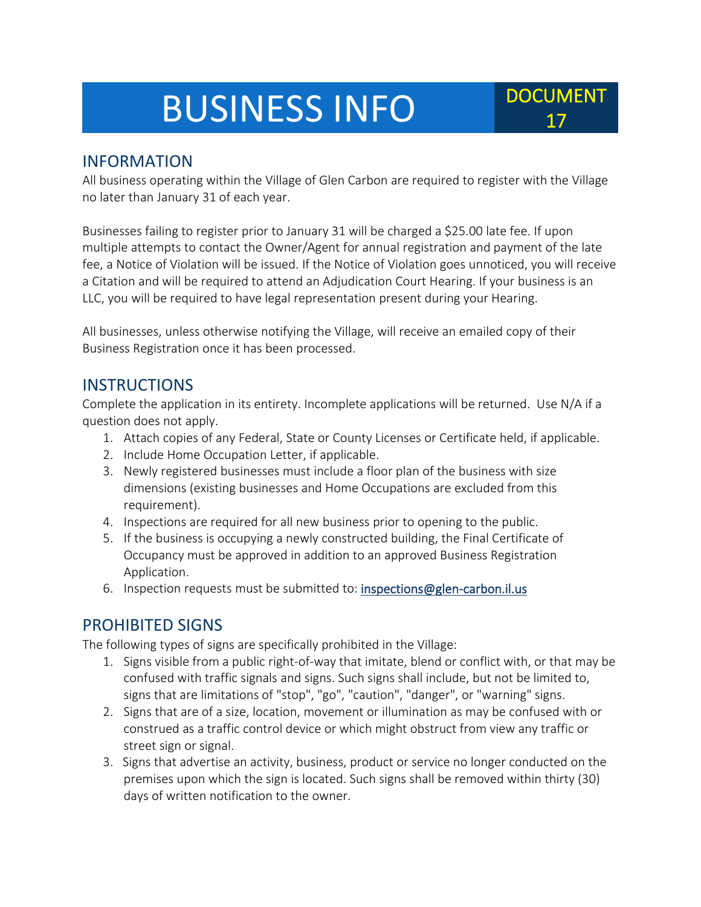# BUSINESS INFO

**DOCUMENT 17**

## INFORMATION

All business operating within the Village of Glen Carbon are required to register with the Village no later than January 31 of each year.

Businesses failing to register prior to January 31 will be charged a $25.00 late fee. If upon multiple attempts to contact the Owner/Agent for annual registration and payment of the late fee, a Notice of Violation will be issued. If the Notice of Violation goes unnoticed, you will receive a Citation and will be required to attend an Adjudication Court Hearing. If your business is an LLC, you will be required to have legal representation present during your Hearing.

All businesses, unless otherwise notifying the Village, will receive an emailed copy of their Business Registration once it has been processed.

## INSTRUCTIONS

Complete the application in its entirety. Incomplete applications will be returned. Use N/A if a question does not apply.

1. Attach copies of any Federal, State or County Licenses or Certificate held, if applicable.
2. Include Home Occupation Letter, if applicable.
3. Newly registered businesses must include a floor plan of the business with size dimensions (existing businesses and Home Occupations are excluded from this requirement).
4. Inspections are required for all new business prior to opening to the public.
5. If the business is occupying a newly constructed building, the Final Certificate of Occupancy must be approved in addition to an approved Business Registration Application.
6. Inspection requests must be submitted to: inspections@glen-carbon.il.us

## PROHIBITED SIGNS

The following types of signs are specifically prohibited in the Village:

1. Signs visible from a public right-of-way that imitate, blend or conflict with, or that may be confused with traffic signals and signs. Such signs shall include, but not be limited to, signs that are limitations of "stop", "go", "caution", "danger", or "warning" signs.
2. Signs that are of a size, location, movement or illumination as may be confused with or construed as a traffic control device or which might obstruct from view any traffic or street sign or signal.
3. Signs that advertise an activity, business, product or service no longer conducted on the premises upon which the sign is located. Such signs shall be removed within thirty (30) days of written notification to the owner.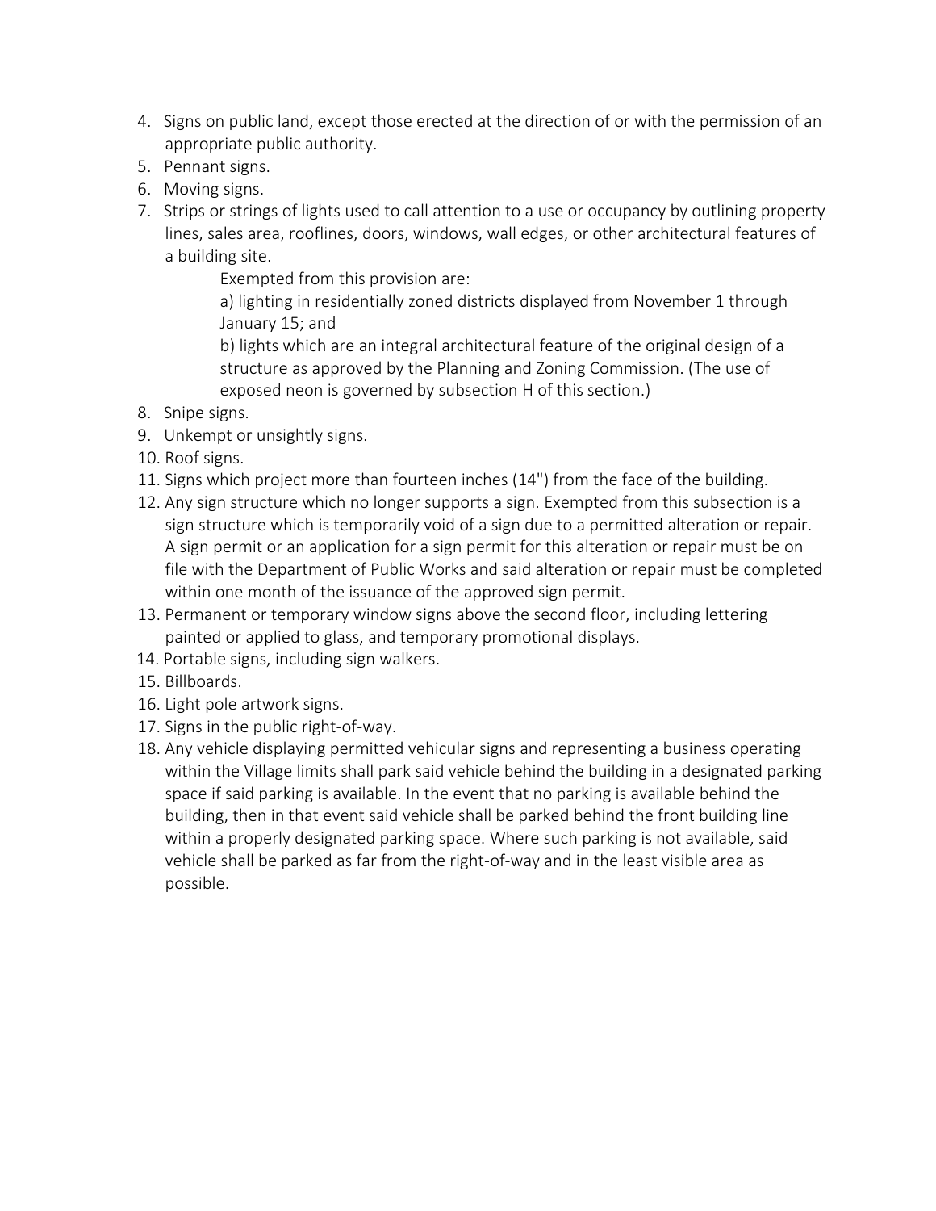4. Signs on public land, except those erected at the direction of or with the permission of an appropriate public authority.
5. Pennant signs.
6. Moving signs.
7. Strips or strings of lights used to call attention to a use or occupancy by outlining property lines, sales area, rooflines, doors, windows, wall edges, or other architectural features of a building site.

   Exempted from this provision are:

   a) lighting in residentially zoned districts displayed from November 1 through January 15; and

   b) lights which are an integral architectural feature of the original design of a structure as approved by the Planning and Zoning Commission. (The use of exposed neon is governed by subsection H of this section.)
8. Snipe signs.
9. Unkempt or unsightly signs.
10. Roof signs.
11. Signs which project more than fourteen inches (14") from the face of the building.
12. Any sign structure which no longer supports a sign. Exempted from this subsection is a sign structure which is temporarily void of a sign due to a permitted alteration or repair. A sign permit or an application for a sign permit for this alteration or repair must be on file with the Department of Public Works and said alteration or repair must be completed within one month of the issuance of the approved sign permit.
13. Permanent or temporary window signs above the second floor, including lettering painted or applied to glass, and temporary promotional displays.
14. Portable signs, including sign walkers.
15. Billboards.
16. Light pole artwork signs.
17. Signs in the public right-of-way.
18. Any vehicle displaying permitted vehicular signs and representing a business operating within the Village limits shall park said vehicle behind the building in a designated parking space if said parking is available. In the event that no parking is available behind the building, then in that event said vehicle shall be parked behind the front building line within a properly designated parking space. Where such parking is not available, said vehicle shall be parked as far from the right-of-way and in the least visible area as possible.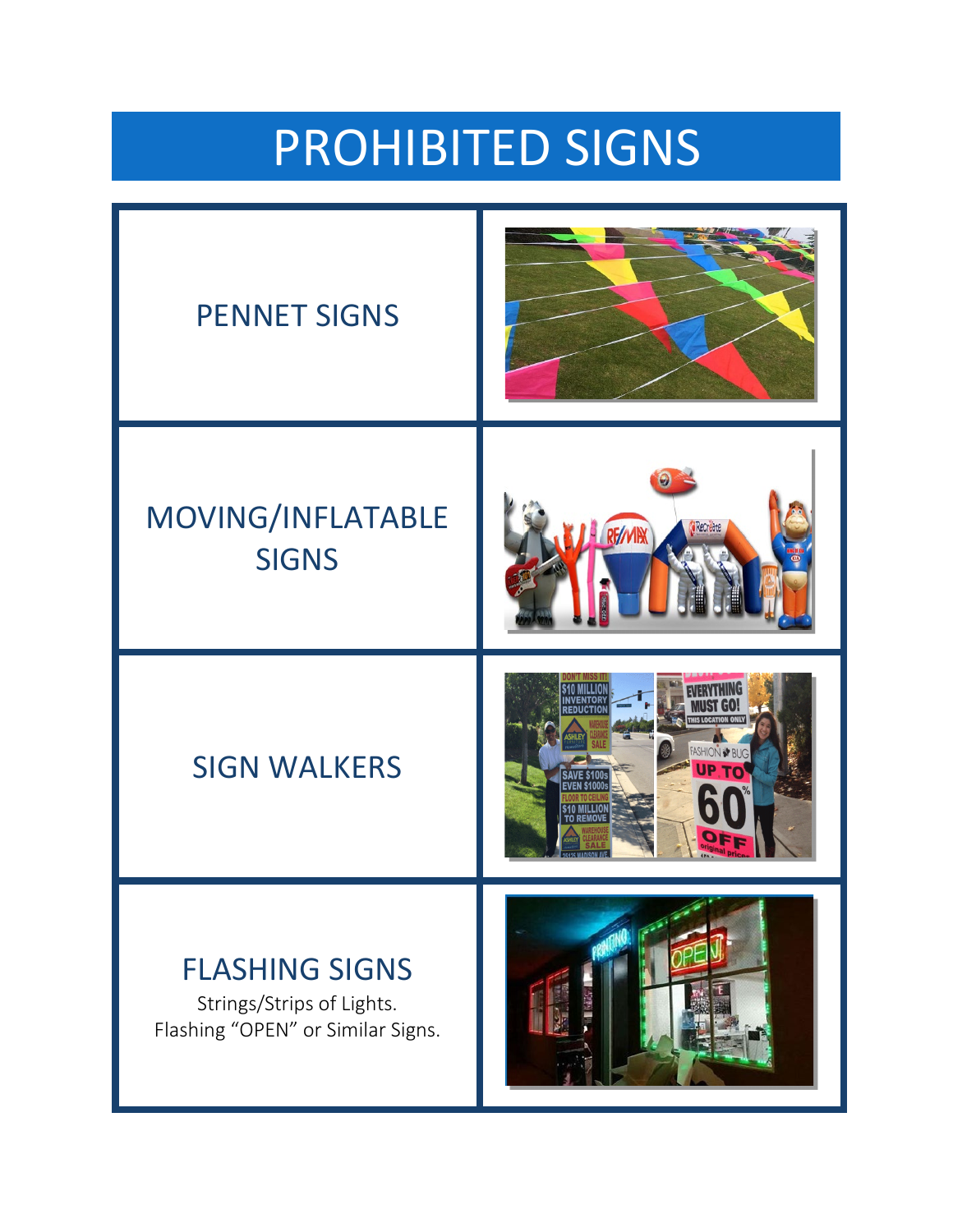# PROHIBITED SIGNS

| | |
|---|---|
| PENNET SIGNS | |
| MOVING/INFLATABLE SIGNS | |
| SIGN WALKERS | |
| FLASHING SIGNS<br>Strings/Strips of Lights.<br>Flashing "OPEN" or Similar Signs. | |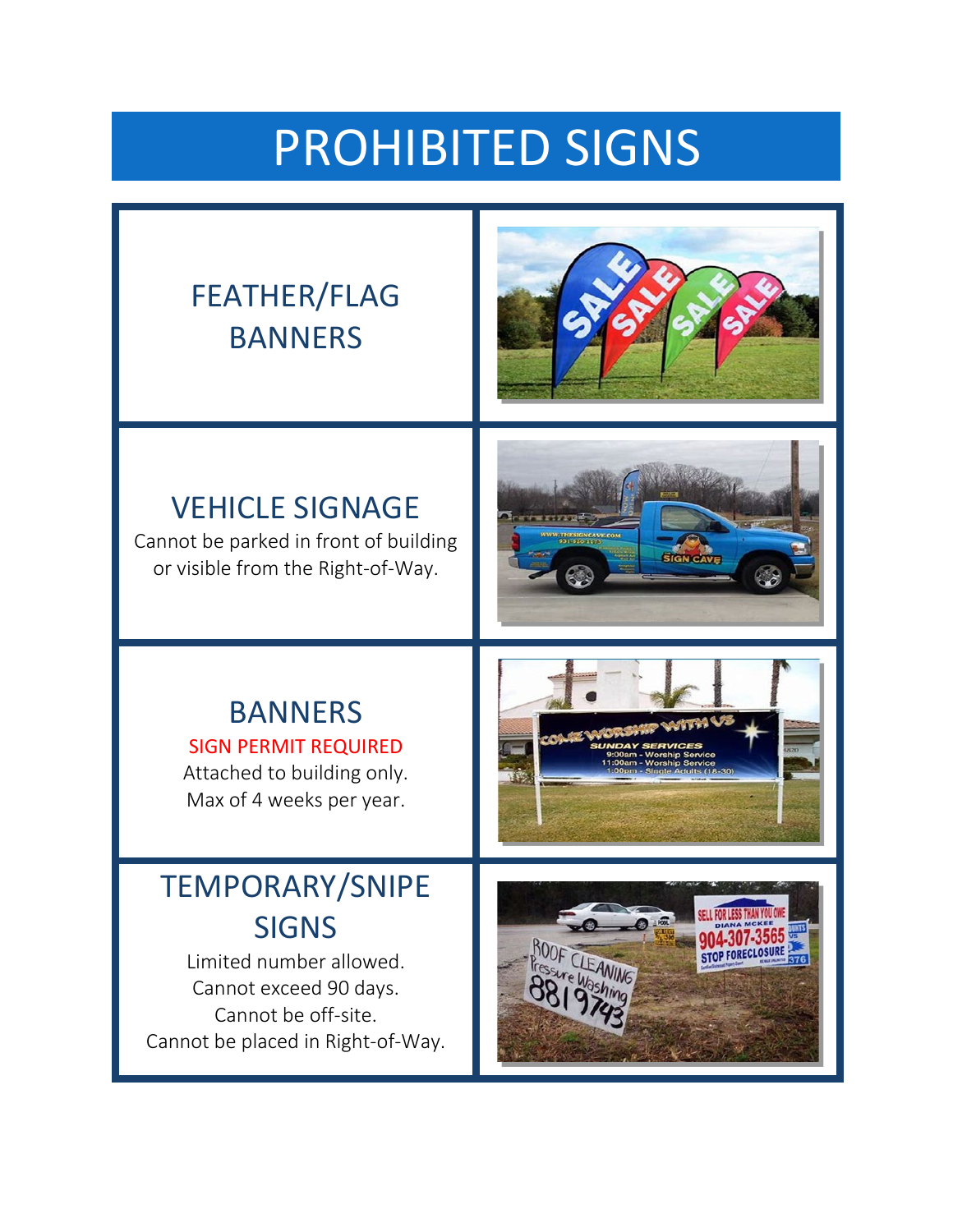# PROHIBITED SIGNS

## FEATHER/FLAG BANNERS

## VEHICLE SIGNAGE

Cannot be parked in front of building or visible from the Right-of-Way.

## BANNERS

SIGN PERMIT REQUIRED

Attached to building only.
Max of 4 weeks per year.

## TEMPORARY/SNIPE SIGNS

Limited number allowed.
Cannot exceed 90 days.
Cannot be off-site.
Cannot be placed in Right-of-Way.